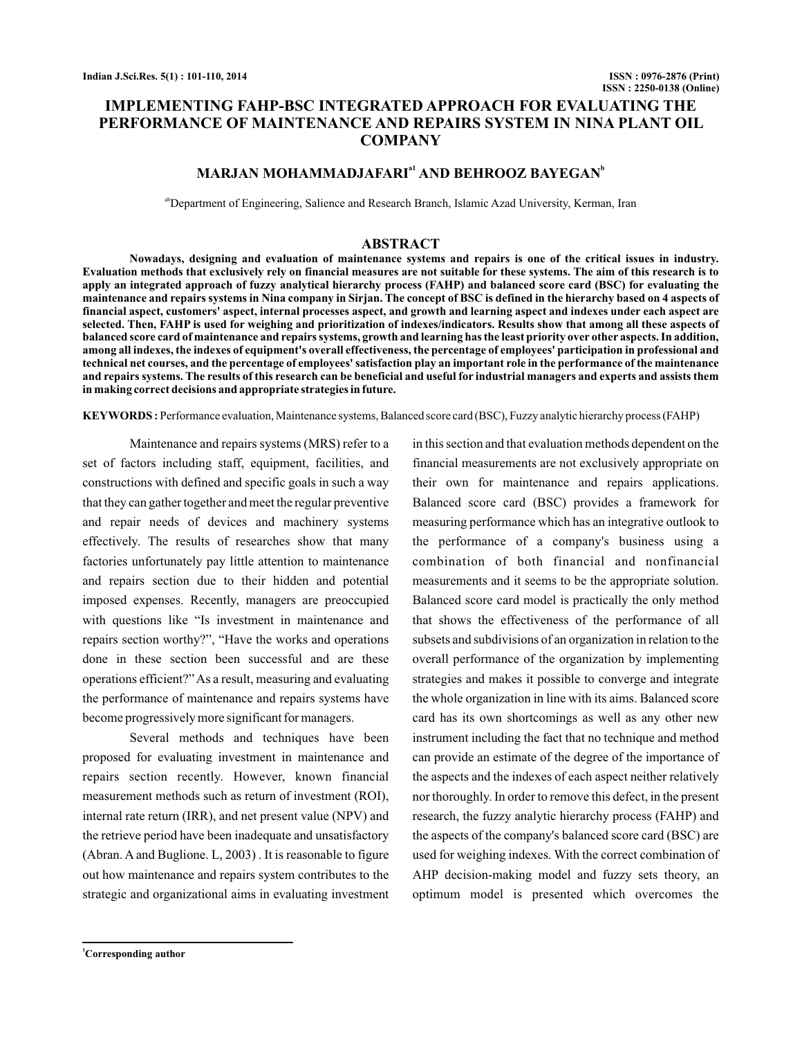# IMPLEMENTING FAHP-BSC INTEGRATED APPROACH FOR EVALUATING THE PERFORMANCE OF MAINTENANCE AND REPAIRS SYSTEM IN NINA PLANT OIL COMPANY

**MARJAN MOHAMMADJAFARI[a1] AND BEHROOZ BAYEGAN[b]**

[ab]Department of Engineering, Salience and Research Branch, Islamic Azad University, Kerman, Iran

## ABSTRACT

**Nowadays, designing and evaluation of maintenance systems and repairs is one of the critical issues in industry. Evaluation methods that exclusively rely on financial measures are not suitable for these systems. The aim of this research is to apply an integrated approach of fuzzy analytical hierarchy process (FAHP) and balanced score card (BSC) for evaluating the maintenance and repairs systems in Nina company in Sirjan. The concept of BSC is defined in the hierarchy based on 4 aspects of financial aspect, customers' aspect, internal processes aspect, and growth and learning aspect and indexes under each aspect are selected. Then, FAHP is used for weighing and prioritization of indexes/indicators. Results show that among all these aspects of balanced score card of maintenance and repairs systems, growth and learning has the least priority over other aspects. In addition, among all indexes, the indexes of equipment's overall effectiveness, the percentage of employees' participation in professional and technical net courses, and the percentage of employees' satisfaction play an important role in the performance of the maintenance and repairs systems. The results of this research can be beneficial and useful for industrial managers and experts and assists them in making correct decisions and appropriate strategies in future.**

**KEYWORDS :** Performance evaluation, Maintenance systems, Balanced score card (BSC), Fuzzy analytic hierarchy process (FAHP)

Maintenance and repairs systems (MRS) refer to a set of factors including staff, equipment, facilities, and constructions with defined and specific goals in such a way that they can gather together and meet the regular preventive and repair needs of devices and machinery systems effectively. The results of researches show that many factories unfortunately pay little attention to maintenance and repairs section due to their hidden and potential imposed expenses. Recently, managers are preoccupied with questions like "Is investment in maintenance and repairs section worthy?", "Have the works and operations done in these section been successful and are these operations efficient?" As a result, measuring and evaluating the performance of maintenance and repairs systems have become progressively more significant for managers.

Several methods and techniques have been proposed for evaluating investment in maintenance and repairs section recently. However, known financial measurement methods such as return of investment (ROI), internal rate return (IRR), and net present value (NPV) and the retrieve period have been inadequate and unsatisfactory (Abran. A and Buglione. L, 2003) . It is reasonable to figure out how maintenance and repairs system contributes to the strategic and organizational aims in evaluating investment in this section and that evaluation methods dependent on the financial measurements are not exclusively appropriate on their own for maintenance and repairs applications. Balanced score card (BSC) provides a framework for measuring performance which has an integrative outlook to the performance of a company's business using a combination of both financial and nonfinancial measurements and it seems to be the appropriate solution. Balanced score card model is practically the only method that shows the effectiveness of the performance of all subsets and subdivisions of an organization in relation to the overall performance of the organization by implementing strategies and makes it possible to converge and integrate the whole organization in line with its aims. Balanced score card has its own shortcomings as well as any other new instrument including the fact that no technique and method can provide an estimate of the degree of the importance of the aspects and the indexes of each aspect neither relatively nor thoroughly. In order to remove this defect, in the present research, the fuzzy analytic hierarchy process (FAHP) and the aspects of the company's balanced score card (BSC) are used for weighing indexes. With the correct combination of AHP decision-making model and fuzzy sets theory, an optimum model is presented which overcomes the

[1]Corresponding author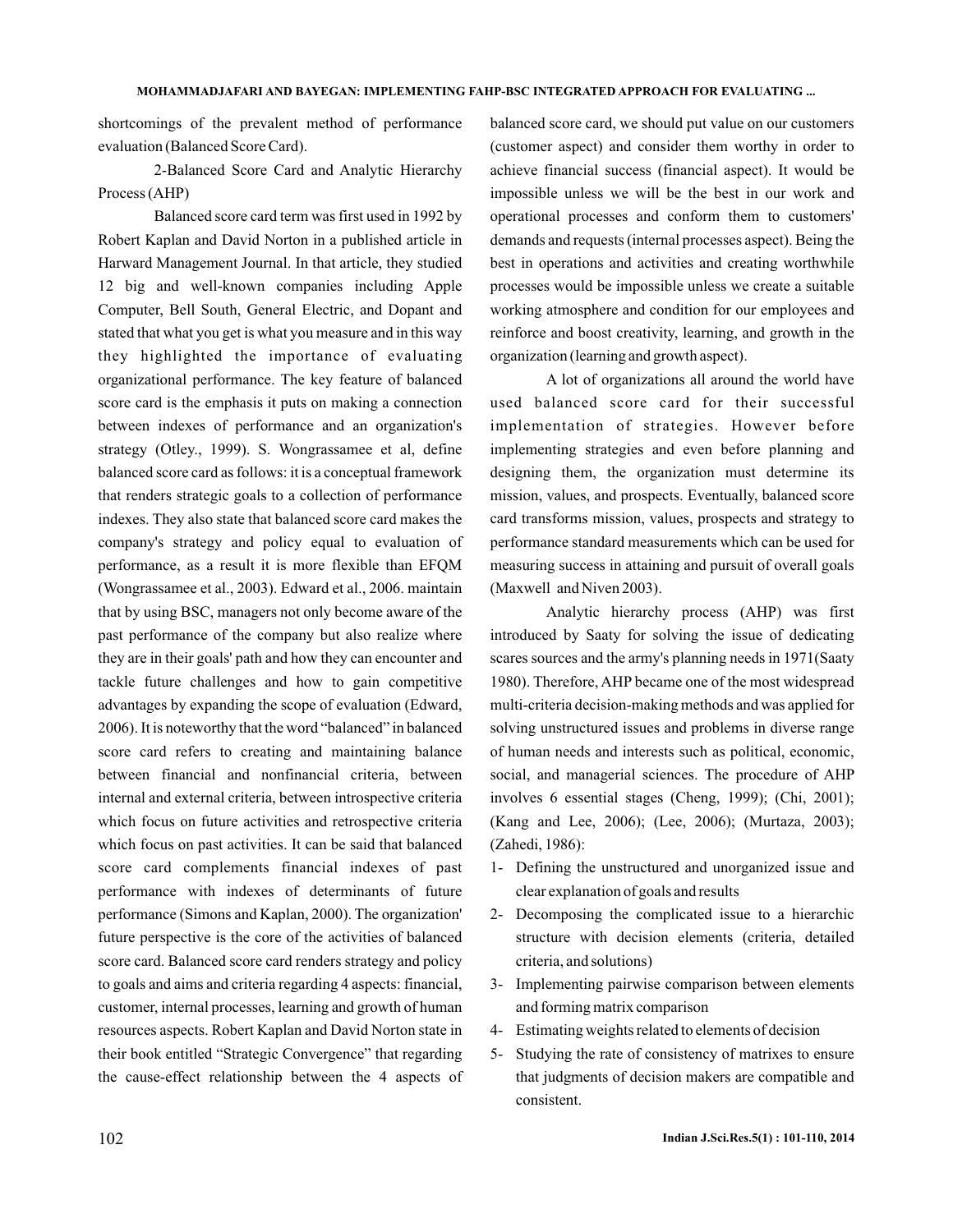shortcomings of the prevalent method of performance evaluation (Balanced Score Card).

## 2-Balanced Score Card and Analytic Hierarchy Process (AHP)

Balanced score card term was first used in 1992 by Robert Kaplan and David Norton in a published article in Harward Management Journal. In that article, they studied 12 big and well-known companies including Apple Computer, Bell South, General Electric, and Dopant and stated that what you get is what you measure and in this way they highlighted the importance of evaluating organizational performance. The key feature of balanced score card is the emphasis it puts on making a connection between indexes of performance and an organization's strategy (Otley., 1999). S. Wongrassamee et al, define balanced score card as follows: it is a conceptual framework that renders strategic goals to a collection of performance indexes. They also state that balanced score card makes the company's strategy and policy equal to evaluation of performance, as a result it is more flexible than EFQM (Wongrassamee et al., 2003). Edward et al., 2006. maintain that by using BSC, managers not only become aware of the past performance of the company but also realize where they are in their goals' path and how they can encounter and tackle future challenges and how to gain competitive advantages by expanding the scope of evaluation (Edward, 2006). It is noteworthy that the word "balanced" in balanced score card refers to creating and maintaining balance between financial and nonfinancial criteria, between internal and external criteria, between introspective criteria which focus on future activities and retrospective criteria which focus on past activities. It can be said that balanced score card complements financial indexes of past performance with indexes of determinants of future performance (Simons and Kaplan, 2000). The organization' future perspective is the core of the activities of balanced score card. Balanced score card renders strategy and policy to goals and aims and criteria regarding 4 aspects: financial, customer, internal processes, learning and growth of human resources aspects. Robert Kaplan and David Norton state in their book entitled "Strategic Convergence" that regarding the cause-effect relationship between the 4 aspects of balanced score card, we should put value on our customers (customer aspect) and consider them worthy in order to achieve financial success (financial aspect). It would be impossible unless we will be the best in our work and operational processes and conform them to customers' demands and requests (internal processes aspect). Being the best in operations and activities and creating worthwhile processes would be impossible unless we create a suitable working atmosphere and condition for our employees and reinforce and boost creativity, learning, and growth in the organization (learning and growth aspect).

A lot of organizations all around the world have used balanced score card for their successful implementation of strategies. However before implementing strategies and even before planning and designing them, the organization must determine its mission, values, and prospects. Eventually, balanced score card transforms mission, values, prospects and strategy to performance standard measurements which can be used for measuring success in attaining and pursuit of overall goals (Maxwell and Niven 2003).

Analytic hierarchy process (AHP) was first introduced by Saaty for solving the issue of dedicating scares sources and the army's planning needs in 1971(Saaty 1980). Therefore, AHP became one of the most widespread multi-criteria decision-making methods and was applied for solving unstructured issues and problems in diverse range of human needs and interests such as political, economic, social, and managerial sciences. The procedure of AHP involves 6 essential stages (Cheng, 1999); (Chi, 2001); (Kang and Lee, 2006); (Lee, 2006); (Murtaza, 2003); (Zahedi, 1986):

1- Defining the unstructured and unorganized issue and clear explanation of goals and results
2- Decomposing the complicated issue to a hierarchic structure with decision elements (criteria, detailed criteria, and solutions)
3- Implementing pairwise comparison between elements and forming matrix comparison
4- Estimating weights related to elements of decision
5- Studying the rate of consistency of matrixes to ensure that judgments of decision makers are compatible and consistent.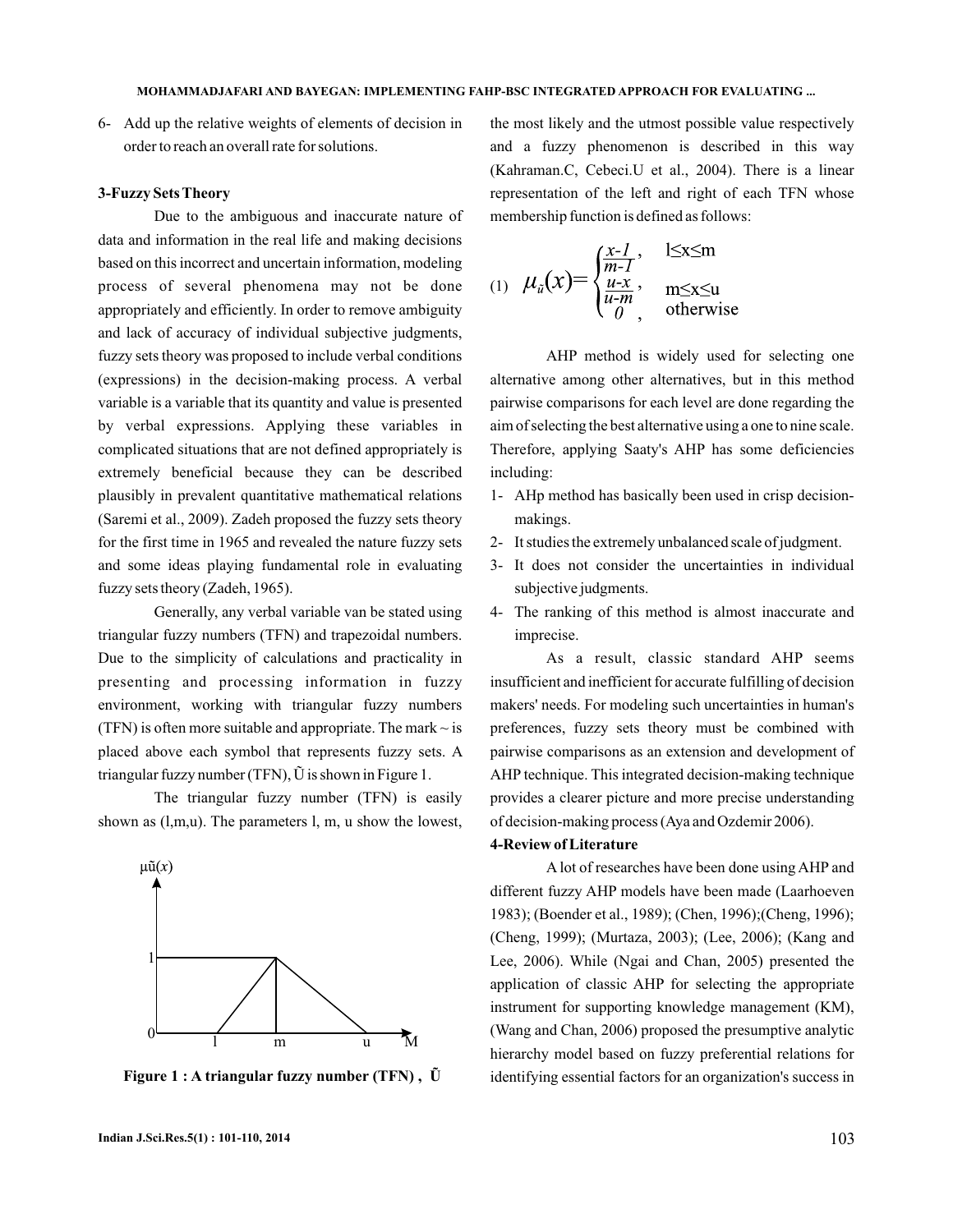6- Add up the relative weights of elements of decision in order to reach an overall rate for solutions.

### 3-Fuzzy Sets Theory

Due to the ambiguous and inaccurate nature of data and information in the real life and making decisions based on this incorrect and uncertain information, modeling process of several phenomena may not be done appropriately and efficiently. In order to remove ambiguity and lack of accuracy of individual subjective judgments, fuzzy sets theory was proposed to include verbal conditions (expressions) in the decision-making process. A verbal variable is a variable that its quantity and value is presented by verbal expressions. Applying these variables in complicated situations that are not defined appropriately is extremely beneficial because they can be described plausibly in prevalent quantitative mathematical relations (Saremi et al., 2009). Zadeh proposed the fuzzy sets theory for the first time in 1965 and revealed the nature fuzzy sets and some ideas playing fundamental role in evaluating fuzzy sets theory (Zadeh, 1965).

Generally, any verbal variable van be stated using triangular fuzzy numbers (TFN) and trapezoidal numbers. Due to the simplicity of calculations and practicality in presenting and processing information in fuzzy environment, working with triangular fuzzy numbers (TFN) is often more suitable and appropriate. The mark ~ is placed above each symbol that represents fuzzy sets. A triangular fuzzy number (TFN), $\tilde{U}$ is shown in Figure 1.

The triangular fuzzy number (TFN) is easily shown as (l,m,u). The parameters l, m, u show the lowest,

$\mu\tilde{u}(x)$

1

0

l m u M

**Figure 1 : A triangular fuzzy number (TFN) , $\tilde{U}$**

the most likely and the utmost possible value respectively and a fuzzy phenomenon is described in this way (Kahraman.C, Cebeci.U et al., 2004). There is a linear representation of the left and right of each TFN whose membership function is defined as follows:

$$(1) \quad \mu_{\tilde{u}}(x)=\begin{cases} \frac{x-l}{m-l}, & l\leq x\leq m \\ \frac{u-x}{u-m}, & m\leq x\leq u \\ 0, & \text{otherwise} \end{cases}$$

AHP method is widely used for selecting one alternative among other alternatives, but in this method pairwise comparisons for each level are done regarding the aim of selecting the best alternative using a one to nine scale. Therefore, applying Saaty's AHP has some deficiencies including:

1- AHp method has basically been used in crisp decision-makings.
2- It studies the extremely unbalanced scale of judgment.
3- It does not consider the uncertainties in individual subjective judgments.
4- The ranking of this method is almost inaccurate and imprecise.

As a result, classic standard AHP seems insufficient and inefficient for accurate fulfilling of decision makers' needs. For modeling such uncertainties in human's preferences, fuzzy sets theory must be combined with pairwise comparisons as an extension and development of AHP technique. This integrated decision-making technique provides a clearer picture and more precise understanding of decision-making process (Aya and Ozdemir 2006).

### 4-Review of Literature

A lot of researches have been done using AHP and different fuzzy AHP models have been made (Laarhoeven 1983); (Boender et al., 1989); (Chen, 1996);(Cheng, 1996); (Cheng, 1999); (Murtaza, 2003); (Lee, 2006); (Kang and Lee, 2006). While (Ngai and Chan, 2005) presented the application of classic AHP for selecting the appropriate instrument for supporting knowledge management (KM), (Wang and Chan, 2006) proposed the presumptive analytic hierarchy model based on fuzzy preferential relations for identifying essential factors for an organization's success in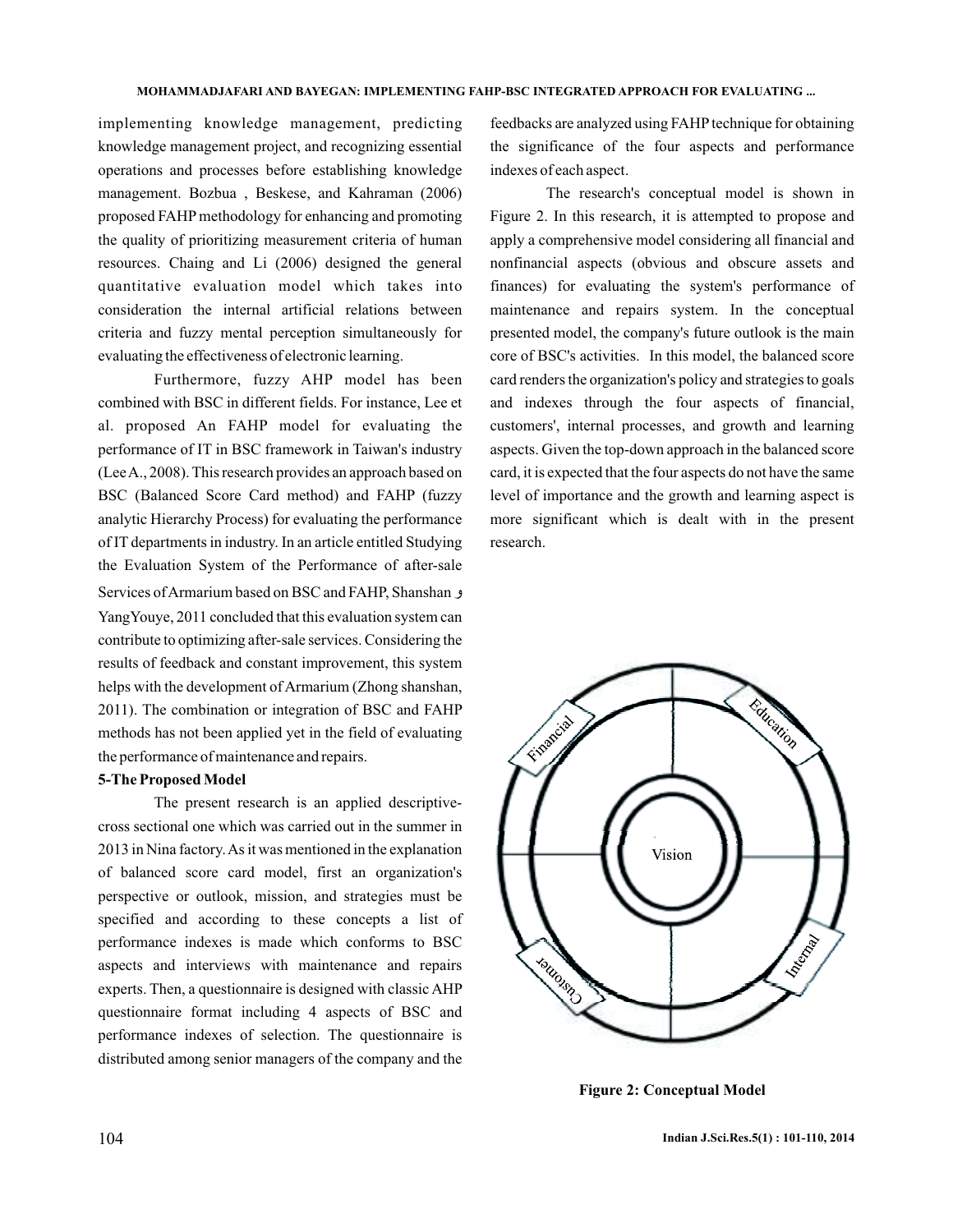implementing knowledge management, predicting knowledge management project, and recognizing essential operations and processes before establishing knowledge management. Bozbua , Beskese, and Kahraman (2006) proposed FAHP methodology for enhancing and promoting the quality of prioritizing measurement criteria of human resources. Chaing and Li (2006) designed the general quantitative evaluation model which takes into consideration the internal artificial relations between criteria and fuzzy mental perception simultaneously for evaluating the effectiveness of electronic learning.

Furthermore, fuzzy AHP model has been combined with BSC in different fields. For instance, Lee et al. proposed An FAHP model for evaluating the performance of IT in BSC framework in Taiwan's industry (Lee A., 2008). This research provides an approach based on BSC (Balanced Score Card method) and FAHP (fuzzy analytic Hierarchy Process) for evaluating the performance of IT departments in industry. In an article entitled Studying the Evaluation System of the Performance of after-sale Services of Armarium based on BSC and FAHP, Shanshan و YangYouye, 2011 concluded that this evaluation system can contribute to optimizing after-sale services. Considering the results of feedback and constant improvement, this system helps with the development of Armarium (Zhong shanshan, 2011). The combination or integration of BSC and FAHP methods has not been applied yet in the field of evaluating the performance of maintenance and repairs.

**5-The Proposed Model**

The present research is an applied descriptive-cross sectional one which was carried out in the summer in 2013 in Nina factory. As it was mentioned in the explanation of balanced score card model, first an organization's perspective or outlook, mission, and strategies must be specified and according to these concepts a list of performance indexes is made which conforms to BSC aspects and interviews with maintenance and repairs experts. Then, a questionnaire is designed with classic AHP questionnaire format including 4 aspects of BSC and performance indexes of selection. The questionnaire is distributed among senior managers of the company and the feedbacks are analyzed using FAHP technique for obtaining the significance of the four aspects and performance indexes of each aspect.

The research's conceptual model is shown in Figure 2. In this research, it is attempted to propose and apply a comprehensive model considering all financial and nonfinancial aspects (obvious and obscure assets and finances) for evaluating the system's performance of maintenance and repairs system. In the conceptual presented model, the company's future outlook is the main core of BSC's activities. In this model, the balanced score card renders the organization's policy and strategies to goals and indexes through the four aspects of financial, customers', internal processes, and growth and learning aspects. Given the top-down approach in the balanced score card, it is expected that the four aspects do not have the same level of importance and the growth and learning aspect is more significant which is dealt with in the present research.

Financial

Education

Vision

Customer

Internal

**Figure 2: Conceptual Model**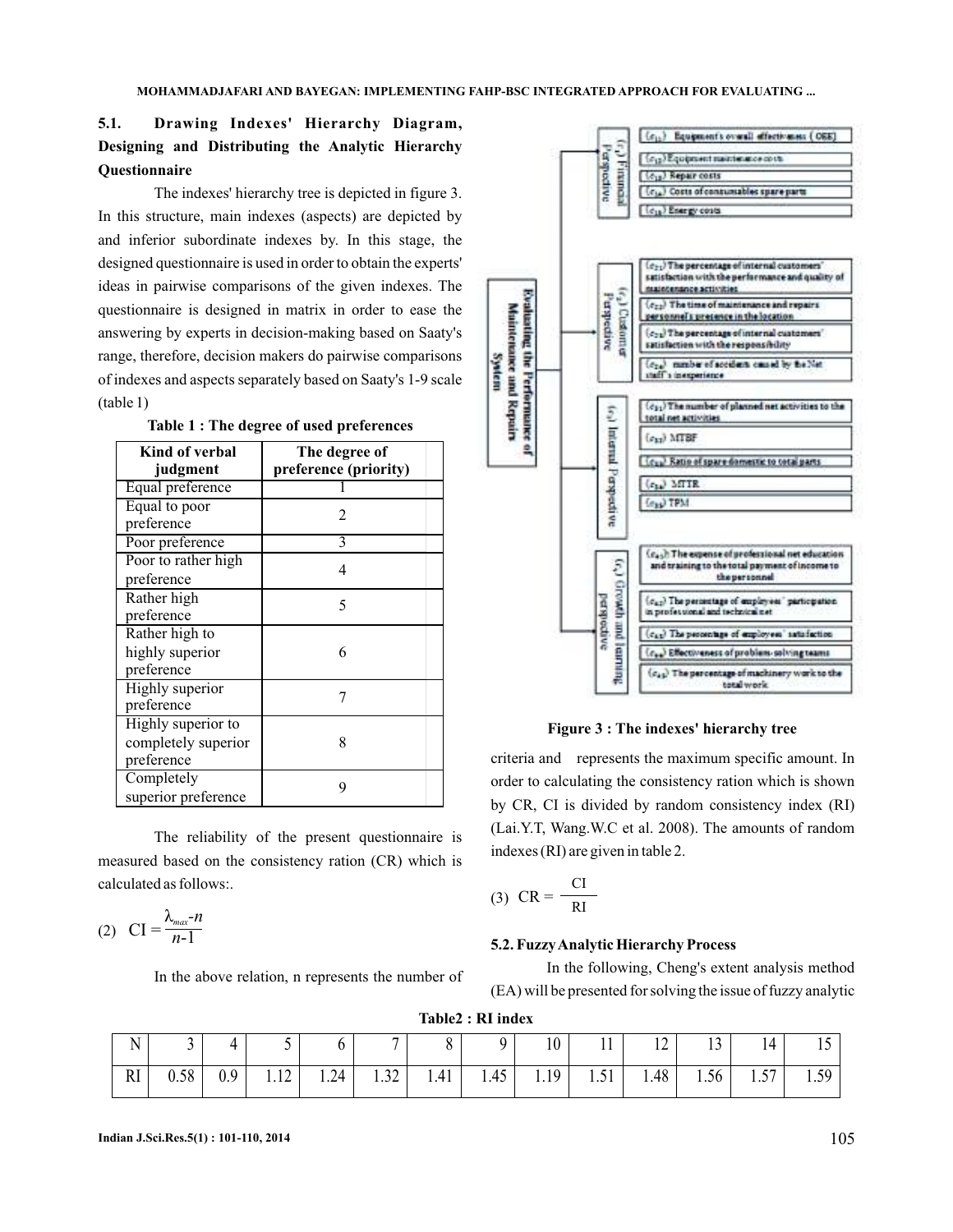### 5.1. Drawing Indexes' Hierarchy Diagram, Designing and Distributing the Analytic Hierarchy Questionnaire

The indexes' hierarchy tree is depicted in figure 3. In this structure, main indexes (aspects) are depicted by and inferior subordinate indexes by. In this stage, the designed questionnaire is used in order to obtain the experts' ideas in pairwise comparisons of the given indexes. The questionnaire is designed in matrix in order to ease the answering by experts in decision-making based on Saaty's range, therefore, decision makers do pairwise comparisons of indexes and aspects separately based on Saaty's 1-9 scale (table 1)

**Table 1 : The degree of used preferences**

| Kind of verbal judgment | The degree of preference (priority) |
|---|---|
| Equal preference | 1 |
| Equal to poor preference | 2 |
| Poor preference | 3 |
| Poor to rather high preference | 4 |
| Rather high preference | 5 |
| Rather high to highly superior preference | 6 |
| Highly superior preference | 7 |
| Highly superior to completely superior preference | 8 |
| Completely superior preference | 9 |

The reliability of the present questionnaire is measured based on the consistency ration (CR) which is calculated as follows:.

$$(2)\quad \mathrm{CI} = \frac{\lambda_{max} - n}{n - 1}$$

In the above relation, n represents the number of

Evaluating the Performance of Maintenance and Repairs System

($c_1$) Financial Perspective

($c_{11}$) Equipment's overall effectiveness (OEE)

($c_{12}$) Equipment maintenance costs

($c_{13}$) Repair costs

($c_{14}$) Costs of consumables spare parts

($c_{15}$) Energy costs

($c_2$) Customer Perspective

($c_{21}$) The percentage of internal customers' satisfaction with the performance and quality of maintenance activities

($c_{22}$) The time of maintenance and repairs personnel's presence in the location

($c_{23}$) The percentage of internal customers' satisfaction with the responsibility

($c_{24}$) number of accidents caused by the Net staff's inexperience

($c_3$) Internal Perspective

($c_{31}$) The number of planned net activities to the total net activities

($c_{32}$) MTBF

($c_{33}$) Ratio of spare domestic to total parts

($c_{34}$) MTTR

($c_{35}$) TPM

($c_4$) Growth and learning perspective

($c_{41}$) The expense of professional net education and training to the total payment of income to the personnel

($c_{42}$) The percentage of employees' participation in professional and technical net

($c_{43}$) The percentage of employees' satisfaction

($c_{44}$) Effectiveness of problem-solving teams

($c_{45}$) The percentage of machinery work to the total work

**Figure 3 : The indexes' hierarchy tree**

criteria and represents the maximum specific amount. In order to calculating the consistency ration which is shown by CR, CI is divided by random consistency index (RI) (Lai.Y.T, Wang.W.C et al. 2008). The amounts of random indexes (RI) are given in table 2.

$$(3)\quad \mathrm{CR} = \frac{\mathrm{CI}}{\mathrm{RI}}$$

### 5.2. Fuzzy Analytic Hierarchy Process

In the following, Cheng's extent analysis method (EA) will be presented for solving the issue of fuzzy analytic

**Table2 : RI index**

| N | 3 | 4 | 5 | 6 | 7 | 8 | 9 | 10 | 11 | 12 | 13 | 14 | 15 |
|---|---|---|---|---|---|---|---|---|---|---|---|---|---|
| RI | 0.58 | 0.9 | 1.12 | 1.24 | 1.32 | 1.41 | 1.45 | 1.19 | 1.51 | 1.48 | 1.56 | 1.57 | 1.59 |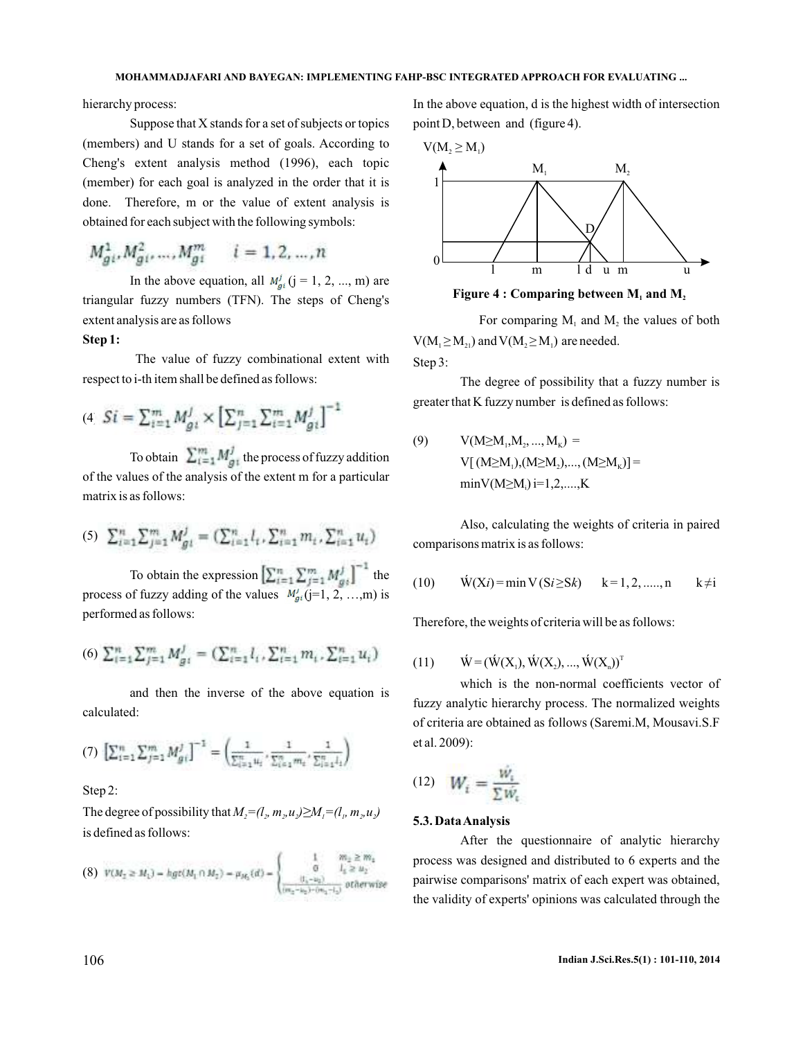hierarchy process:

Suppose that X stands for a set of subjects or topics (members) and U stands for a set of goals. According to Cheng's extent analysis method (1996), each topic (member) for each goal is analyzed in the order that it is done. Therefore, m or the value of extent analysis is obtained for each subject with the following symbols:

$$M_{gi}^1, M_{gi}^2, \ldots, M_{gi}^m \qquad i = 1, 2, \ldots, n$$

In the above equation, all $M_{gi}^j$ (j = 1, 2, ..., m) are triangular fuzzy numbers (TFN). The steps of Cheng's extent analysis are as follows

**Step 1:**

The value of fuzzy combinational extent with respect to i-th item shall be defined as follows:

$$(4) \quad Si = \sum_{i=1}^{m} M_{gi}^j \times \left[\sum_{j=1}^{n} \sum_{i=1}^{m} M_{gi}^j\right]^{-1}$$

To obtain $\sum_{i=1}^{m} M_{gi}^j$ the process of fuzzy addition of the values of the analysis of the extent m for a particular matrix is as follows:

$$(5) \quad \sum_{i=1}^{n} \sum_{j=1}^{m} M_{gi}^j = \left(\sum_{i=1}^{n} l_i, \sum_{i=1}^{n} m_i, \sum_{i=1}^{n} u_i\right)$$

To obtain the expression $\left[\sum_{i=1}^{n} \sum_{j=1}^{m} M_{gi}^j\right]^{-1}$ the process of fuzzy adding of the values $M_{gi}^j$ (j=1, 2, …,m) is performed as follows:

$$(6) \quad \sum_{i=1}^{n} \sum_{j=1}^{m} M_{gi}^j = \left(\sum_{i=1}^{n} l_i, \sum_{i=1}^{n} m_i, \sum_{i=1}^{n} u_i\right)$$

and then the inverse of the above equation is calculated:

$$(7) \quad \left[\sum_{i=1}^{n} \sum_{j=1}^{m} M_{gi}^j\right]^{-1} = \left(\frac{1}{\sum_{i=1}^{n} u_i}, \frac{1}{\sum_{i=1}^{n} m_i}, \frac{1}{\sum_{i=1}^{n} l_i}\right)$$

Step 2:

The degree of possibility that $M_2=(l_2, m_2, u_2) \geq M_1=(l_1, m_2, u_2)$ is defined as follows:

$$(8) \quad V(M_2 \geq M_1) = hgt(M_1 \cap M_2) = \mu_{M_2}(d) = \begin{cases} 1 & m_2 \geq m_1 \\ 0 & l_1 \geq u_2 \\ \frac{(l_1 - u_2)}{(m_2 - u_2) - (m_1 - l_1)} & otherwise \end{cases}$$

In the above equation, d is the highest width of intersection point D, between and (figure 4).

$V(M_2 \geq M_1)$

M1 M2

1

D

0

l m l d u m u

**Figure 4 : Comparing between $M_1$ and $M_2$**

For comparing $M_1$ and $M_2$ the values of both $V(M_1 \geq M_{21})$ and $V(M_2 \geq M_1)$ are needed.

Step 3:

The degree of possibility that a fuzzy number is greater that K fuzzy number is defined as follows:

$$(9) \quad V(M \geq M_1, M_2, \ldots, M_K) = V[(M \geq M_1), (M \geq M_2), \ldots, (M \geq M_K)] = \min V(M \geq M_i) \; i=1,2,\ldots,K$$

Also, calculating the weights of criteria in paired comparisons matrix is as follows:

$$(10) \quad \acute{W}(Xi) = \min V(Si \geq Sk) \qquad k = 1, 2, \ldots, n \qquad k \neq i$$

Therefore, the weights of criteria will be as follows:

$$(11) \quad \acute{W} = (\acute{W}(X_1), \acute{W}(X_2), \ldots, \acute{W}(X_n))^T$$

which is the non-normal coefficients vector of fuzzy analytic hierarchy process. The normalized weights of criteria are obtained as follows (Saremi.M, Mousavi.S.F et al. 2009):

$$(12) \quad W_i = \frac{\acute{w}_i}{\sum \acute{w}_i}$$

### 5.3. Data Analysis

After the questionnaire of analytic hierarchy process was designed and distributed to 6 experts and the pairwise comparisons' matrix of each expert was obtained, the validity of experts' opinions was calculated through the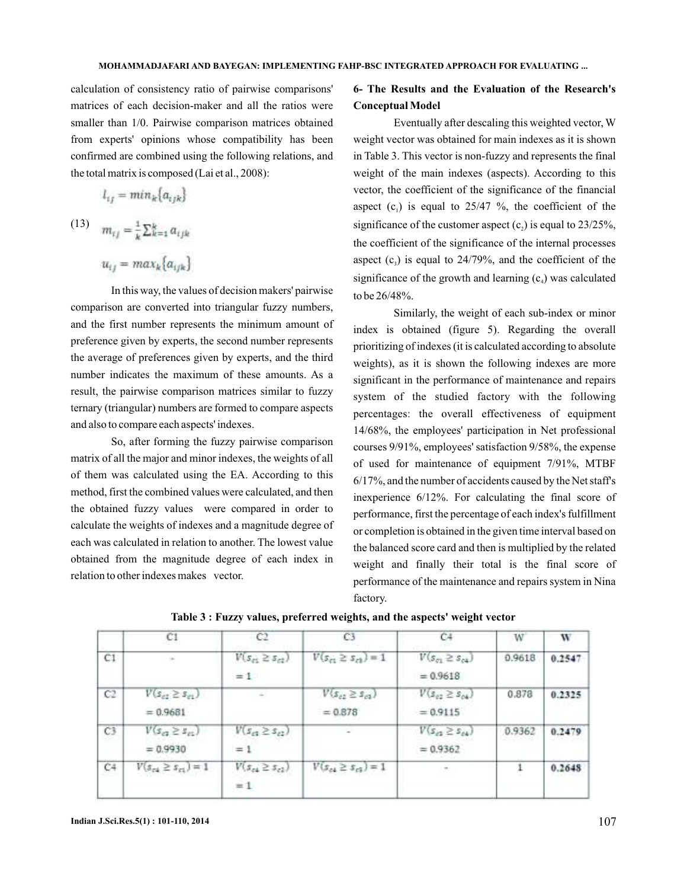calculation of consistency ratio of pairwise comparisons' matrices of each decision-maker and all the ratios were smaller than 1/0. Pairwise comparison matrices obtained from experts' opinions whose compatibility has been confirmed are combined using the following relations, and the total matrix is composed (Lai et al., 2008):

$$l_{ij} = min_k\{a_{ijk}\}$$

$$m_{ij} = \frac{1}{k}\sum_{k=1}^{k} a_{ijk} \tag{13}$$

$$u_{ij} = max_k\{a_{ijk}\}$$

In this way, the values of decision makers' pairwise comparison are converted into triangular fuzzy numbers, and the first number represents the minimum amount of preference given by experts, the second number represents the average of preferences given by experts, and the third number indicates the maximum of these amounts. As a result, the pairwise comparison matrices similar to fuzzy ternary (triangular) numbers are formed to compare aspects and also to compare each aspects' indexes.

So, after forming the fuzzy pairwise comparison matrix of all the major and minor indexes, the weights of all of them was calculated using the EA. According to this method, first the combined values were calculated, and then the obtained fuzzy values were compared in order to calculate the weights of indexes and a magnitude degree of each was calculated in relation to another. The lowest value obtained from the magnitude degree of each index in relation to other indexes makes vector.

## 6- The Results and the Evaluation of the Research's Conceptual Model

Eventually after descaling this weighted vector, W weight vector was obtained for main indexes as it is shown in Table 3. This vector is non-fuzzy and represents the final weight of the main indexes (aspects). According to this vector, the coefficient of the significance of the financial aspect ($c_1$) is equal to 25/47 %, the coefficient of the significance of the customer aspect ($c_2$) is equal to 23/25%, the coefficient of the significance of the internal processes aspect ($c_3$) is equal to 24/79%, and the coefficient of the significance of the growth and learning ($c_4$) was calculated to be 26/48%.

Similarly, the weight of each sub-index or minor index is obtained (figure 5). Regarding the overall prioritizing of indexes (it is calculated according to absolute weights), as it is shown the following indexes are more significant in the performance of maintenance and repairs system of the studied factory with the following percentages: the overall effectiveness of equipment 14/68%, the employees' participation in Net professional courses 9/91%, employees' satisfaction 9/58%, the expense of used for maintenance of equipment 7/91%, MTBF 6/17%, and the number of accidents caused by the Net staff's inexperience 6/12%. For calculating the final score of performance, first the percentage of each index's fulfillment or completion is obtained in the given time interval based on the balanced score card and then is multiplied by the related weight and finally their total is the final score of performance of the maintenance and repairs system in Nina factory.

**Table 3 : Fuzzy values, preferred weights, and the aspects' weight vector**

| | C1 | C2 | C3 | C4 | W' | W |
|---|---|---|---|---|---|---|
| C1 | - | $V(s_{c1} \geq s_{c2}) = 1$ | $V(s_{c1} \geq s_{c3}) = 1$ | $V(s_{c1} \geq s_{c4}) = 0.9618$ | 0.9618 | **0.2547** |
| C2 | $V(s_{c2} \geq s_{c1}) = 0.9681$ | - | $V(s_{c2} \geq s_{c3}) = 0.878$ | $V(s_{c2} \geq s_{c4}) = 0.9115$ | 0.878 | **0.2325** |
| C3 | $V(s_{c3} \geq s_{c1}) = 0.9930$ | $V(s_{c3} \geq s_{c2}) = 1$ | - | $V(s_{c3} \geq s_{c4}) = 0.9362$ | 0.9362 | **0.2479** |
| C4 | $V(s_{c4} \geq s_{c1}) = 1$ | $V(s_{c4} \geq s_{c2}) = 1$ | $V(s_{c4} \geq s_{c3}) = 1$ | - | 1 | **0.2648** |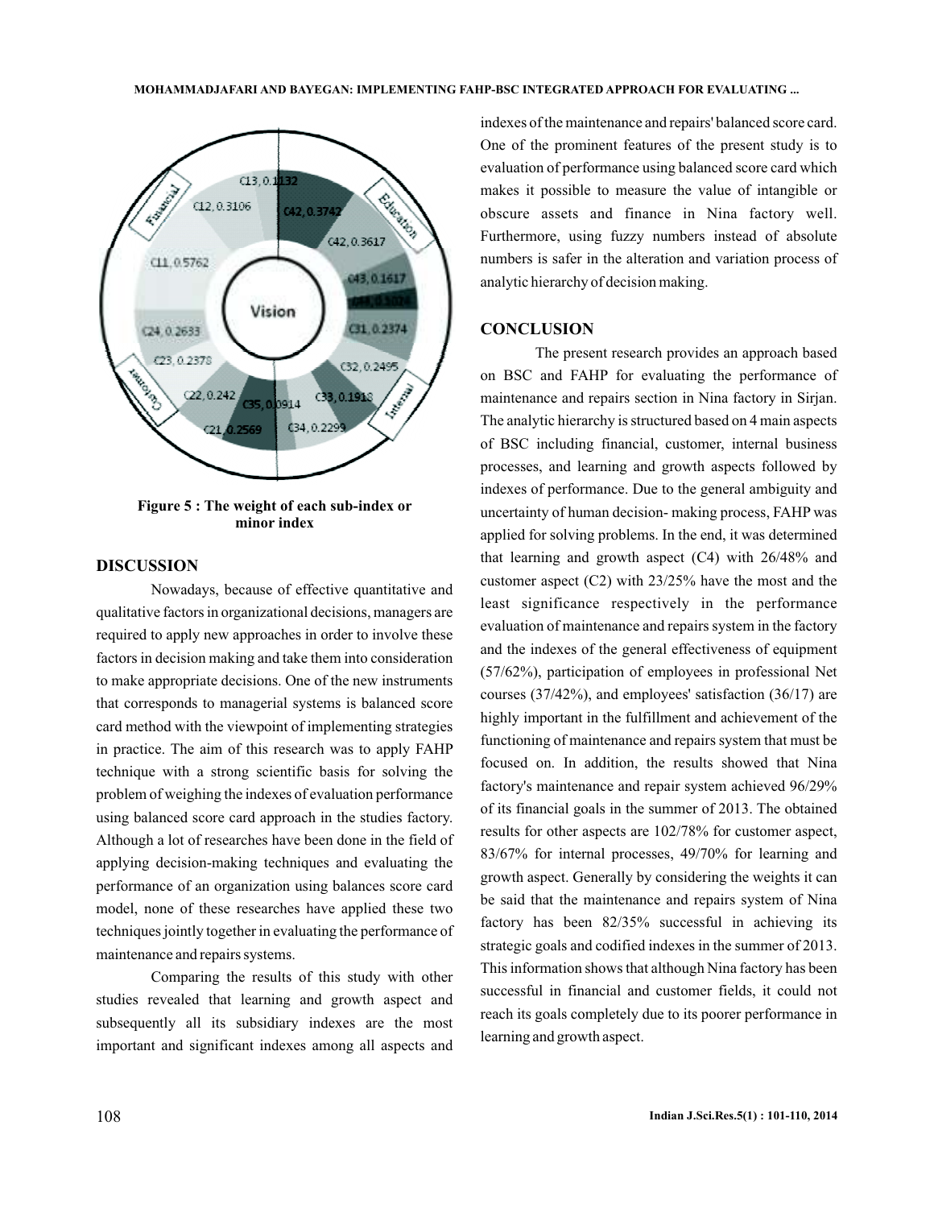Financial

C13, 0.1132

C12, 0.3106

C11, 0.5762

Education

C42, 0.3742

C42, 0.3617

C43, 0.1617

C44, 0.1024

Vision

C31, 0.2374

C32, 0.2495

C33, 0.1918

C34, 0.2299

Internal

C35, 0.0914

C21, 0.2569

C22, 0.242

C23, 0.2378

C24, 0.2633

Customer

**Figure 5 : The weight of each sub-index or minor index**

## DISCUSSION

Nowadays, because of effective quantitative and qualitative factors in organizational decisions, managers are required to apply new approaches in order to involve these factors in decision making and take them into consideration to make appropriate decisions. One of the new instruments that corresponds to managerial systems is balanced score card method with the viewpoint of implementing strategies in practice. The aim of this research was to apply FAHP technique with a strong scientific basis for solving the problem of weighing the indexes of evaluation performance using balanced score card approach in the studies factory. Although a lot of researches have been done in the field of applying decision-making techniques and evaluating the performance of an organization using balances score card model, none of these researches have applied these two techniques jointly together in evaluating the performance of maintenance and repairs systems.

Comparing the results of this study with other studies revealed that learning and growth aspect and subsequently all its subsidiary indexes are the most important and significant indexes among all aspects and indexes of the maintenance and repairs' balanced score card. One of the prominent features of the present study is to evaluation of performance using balanced score card which makes it possible to measure the value of intangible or obscure assets and finance in Nina factory well. Furthermore, using fuzzy numbers instead of absolute numbers is safer in the alteration and variation process of analytic hierarchy of decision making.

## CONCLUSION

The present research provides an approach based on BSC and FAHP for evaluating the performance of maintenance and repairs section in Nina factory in Sirjan. The analytic hierarchy is structured based on 4 main aspects of BSC including financial, customer, internal business processes, and learning and growth aspects followed by indexes of performance. Due to the general ambiguity and uncertainty of human decision- making process, FAHP was applied for solving problems. In the end, it was determined that learning and growth aspect (C4) with 26/48% and customer aspect (C2) with 23/25% have the most and the least significance respectively in the performance evaluation of maintenance and repairs system in the factory and the indexes of the general effectiveness of equipment (57/62%), participation of employees in professional Net courses (37/42%), and employees' satisfaction (36/17) are highly important in the fulfillment and achievement of the functioning of maintenance and repairs system that must be focused on. In addition, the results showed that Nina factory's maintenance and repair system achieved 96/29% of its financial goals in the summer of 2013. The obtained results for other aspects are 102/78% for customer aspect, 83/67% for internal processes, 49/70% for learning and growth aspect. Generally by considering the weights it can be said that the maintenance and repairs system of Nina factory has been 82/35% successful in achieving its strategic goals and codified indexes in the summer of 2013. This information shows that although Nina factory has been successful in financial and customer fields, it could not reach its goals completely due to its poorer performance in learning and growth aspect.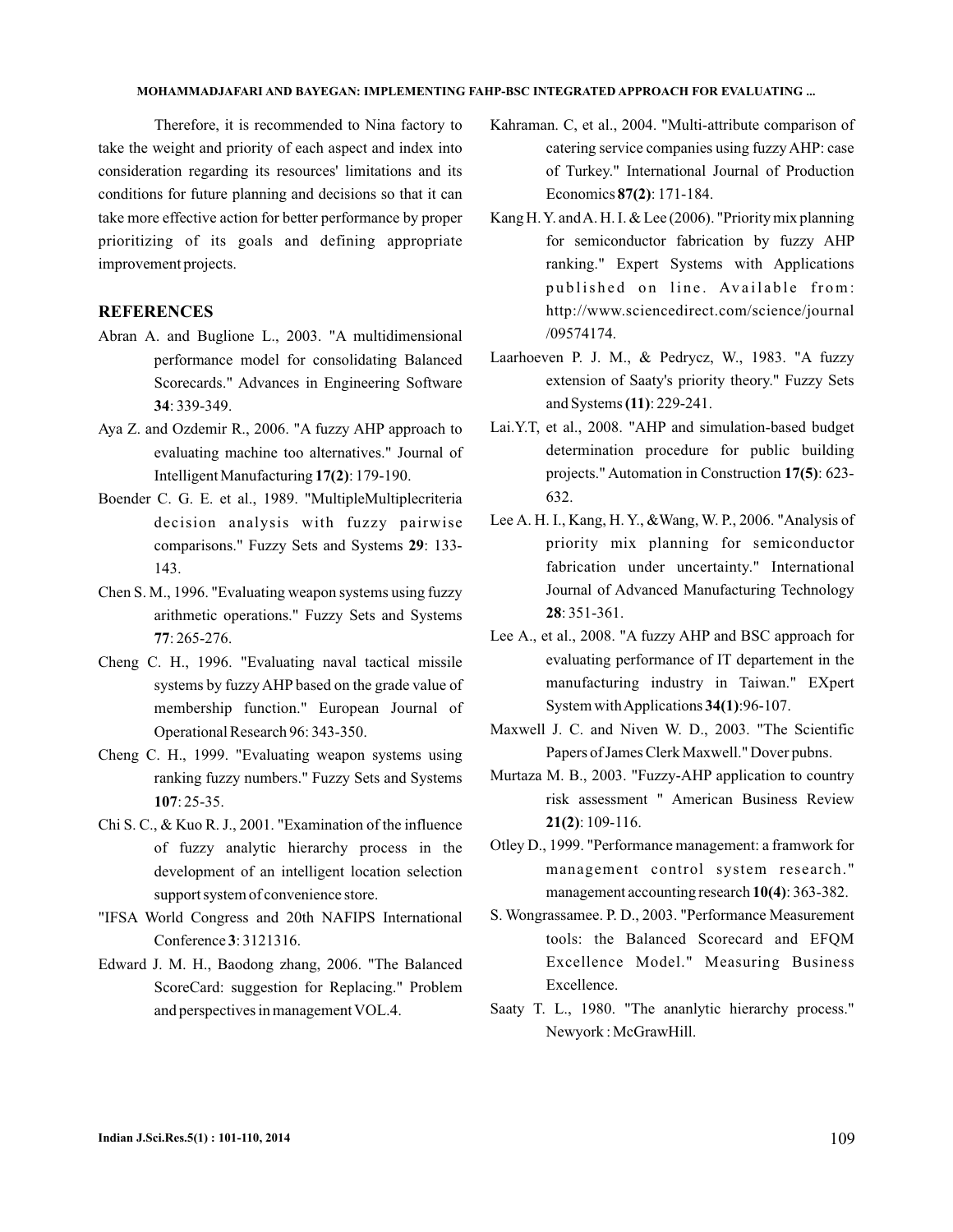Therefore, it is recommended to Nina factory to take the weight and priority of each aspect and index into consideration regarding its resources' limitations and its conditions for future planning and decisions so that it can take more effective action for better performance by proper prioritizing of its goals and defining appropriate improvement projects.

## REFERENCES

Abran A. and Buglione L., 2003. "A multidimensional performance model for consolidating Balanced Scorecards." Advances in Engineering Software **34**: 339-349.

Aya Z. and Ozdemir R., 2006. "A fuzzy AHP approach to evaluating machine too alternatives." Journal of Intelligent Manufacturing **17(2)**: 179-190.

Boender C. G. E. et al., 1989. "MultipleMultiplecriteria decision analysis with fuzzy pairwise comparisons." Fuzzy Sets and Systems **29**: 133-143.

Chen S. M., 1996. "Evaluating weapon systems using fuzzy arithmetic operations." Fuzzy Sets and Systems **77**: 265-276.

Cheng C. H., 1996. "Evaluating naval tactical missile systems by fuzzy AHP based on the grade value of membership function." European Journal of Operational Research 96: 343-350.

Cheng C. H., 1999. "Evaluating weapon systems using ranking fuzzy numbers." Fuzzy Sets and Systems **107**: 25-35.

Chi S. C., & Kuo R. J., 2001. "Examination of the influence of fuzzy analytic hierarchy process in the development of an intelligent location selection support system of convenience store.

"IFSA World Congress and 20th NAFIPS International Conference **3**: 3121316.

Edward J. M. H., Baodong zhang, 2006. "The Balanced ScoreCard: suggestion for Replacing." Problem and perspectives in management VOL.4.

Kahraman. C, et al., 2004. "Multi-attribute comparison of catering service companies using fuzzy AHP: case of Turkey." International Journal of Production Economics **87(2)**: 171-184.

Kang H. Y. and A. H. I. & Lee (2006). "Priority mix planning for semiconductor fabrication by fuzzy AHP ranking." Expert Systems with Applications published on line. Available from: http://www.sciencedirect.com/science/journal/09574174.

Laarhoeven P. J. M., & Pedrycz, W., 1983. "A fuzzy extension of Saaty's priority theory." Fuzzy Sets and Systems **(11)**: 229-241.

Lai.Y.T, et al., 2008. "AHP and simulation-based budget determination procedure for public building projects." Automation in Construction **17(5)**: 623-632.

Lee A. H. I., Kang, H. Y., & Wang, W. P., 2006. "Analysis of priority mix planning for semiconductor fabrication under uncertainty." International Journal of Advanced Manufacturing Technology **28**: 351-361.

Lee A., et al., 2008. "A fuzzy AHP and BSC approach for evaluating performance of IT departement in the manufacturing industry in Taiwan." EXpert System with Applications **34(1)**:96-107.

Maxwell J. C. and Niven W. D., 2003. "The Scientific Papers of James Clerk Maxwell." Dover pubns.

Murtaza M. B., 2003. "Fuzzy-AHP application to country risk assessment " American Business Review **21(2)**: 109-116.

Otley D., 1999. "Performance management: a framwork for management control system research." management accounting research **10(4)**: 363-382.

S. Wongrassamee. P. D., 2003. "Performance Measurement tools: the Balanced Scorecard and EFQM Excellence Model." Measuring Business Excellence.

Saaty T. L., 1980. "The ananlytic hierarchy process." Newyork : McGrawHill.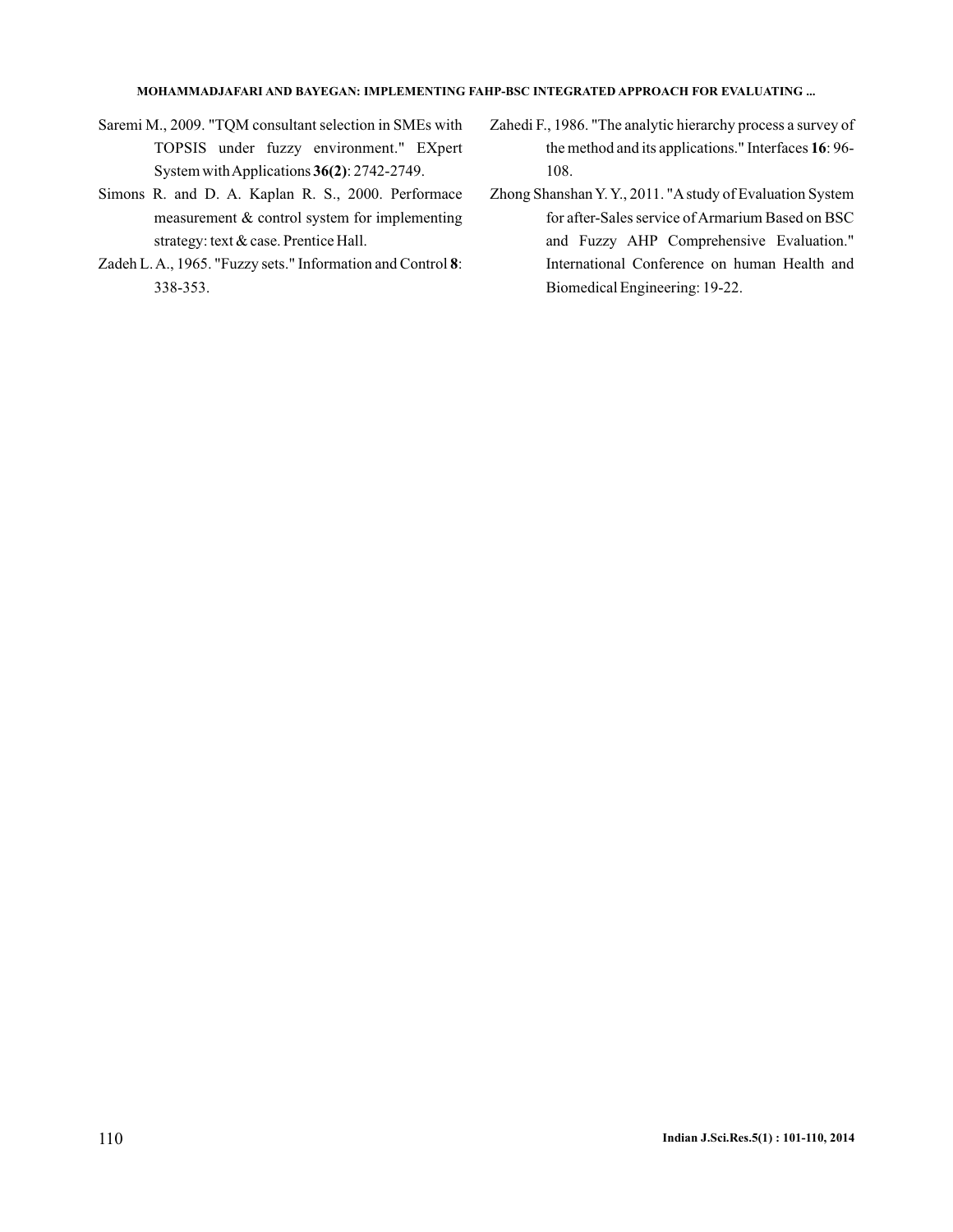Saremi M., 2009. "TQM consultant selection in SMEs with TOPSIS under fuzzy environment." EXpert System with Applications **36(2)**: 2742-2749.

Simons R. and D. A. Kaplan R. S., 2000. Performace measurement & control system for implementing strategy: text & case. Prentice Hall.

Zadeh L. A., 1965. "Fuzzy sets." Information and Control **8**: 338-353.

Zahedi F., 1986. "The analytic hierarchy process a survey of the method and its applications." Interfaces **16**: 96-108.

Zhong Shanshan Y. Y., 2011. "A study of Evaluation System for after-Sales service of Armarium Based on BSC and Fuzzy AHP Comprehensive Evaluation." International Conference on human Health and Biomedical Engineering: 19-22.